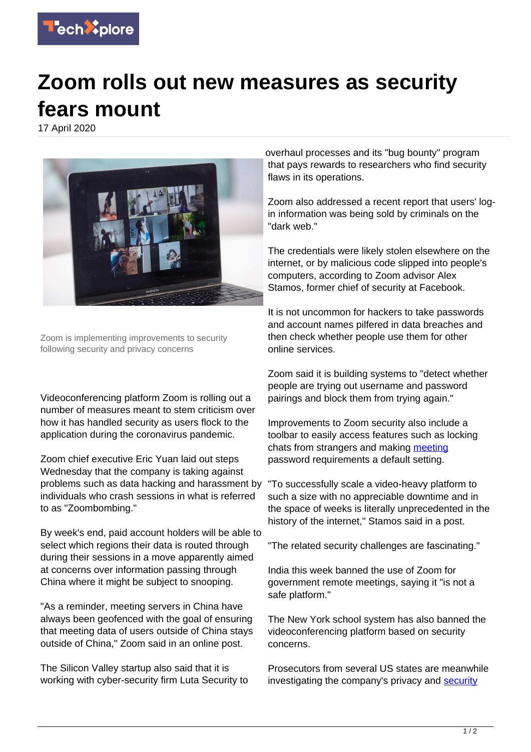# Zoom rolls out new measures as security fears mount

17 April 2020

Zoom is implementing improvements to security following security and privacy concerns

Videoconferencing platform Zoom is rolling out a number of measures meant to stem criticism over how it has handled security as users flock to the application during the coronavirus pandemic.

Zoom chief executive Eric Yuan laid out steps Wednesday that the company is taking against problems such as data hacking and harassment by individuals who crash sessions in what is referred to as "Zoombombing."

By week's end, paid account holders will be able to select which regions their data is routed through during their sessions in a move apparently aimed at concerns over information passing through China where it might be subject to snooping.

"As a reminder, meeting servers in China have always been geofenced with the goal of ensuring that meeting data of users outside of China stays outside of China," Zoom said in an online post.

The Silicon Valley startup also said that it is working with cyber-security firm Luta Security to overhaul processes and its "bug bounty" program that pays rewards to researchers who find security flaws in its operations.

Zoom also addressed a recent report that users' log-in information was being sold by criminals on the "dark web."

The credentials were likely stolen elsewhere on the internet, or by malicious code slipped into people's computers, according to Zoom advisor Alex Stamos, former chief of security at Facebook.

It is not uncommon for hackers to take passwords and account names pilfered in data breaches and then check whether people use them for other online services.

Zoom said it is building systems to "detect whether people are trying out username and password pairings and block them from trying again."

Improvements to Zoom security also include a toolbar to easily access features such as locking chats from strangers and making meeting password requirements a default setting.

"To successfully scale a video-heavy platform to such a size with no appreciable downtime and in the space of weeks is literally unprecedented in the history of the internet," Stamos said in a post.

"The related security challenges are fascinating."

India this week banned the use of Zoom for government remote meetings, saying it "is not a safe platform."

The New York school system has also banned the videoconferencing platform based on security concerns.

Prosecutors from several US states are meanwhile investigating the company's privacy and security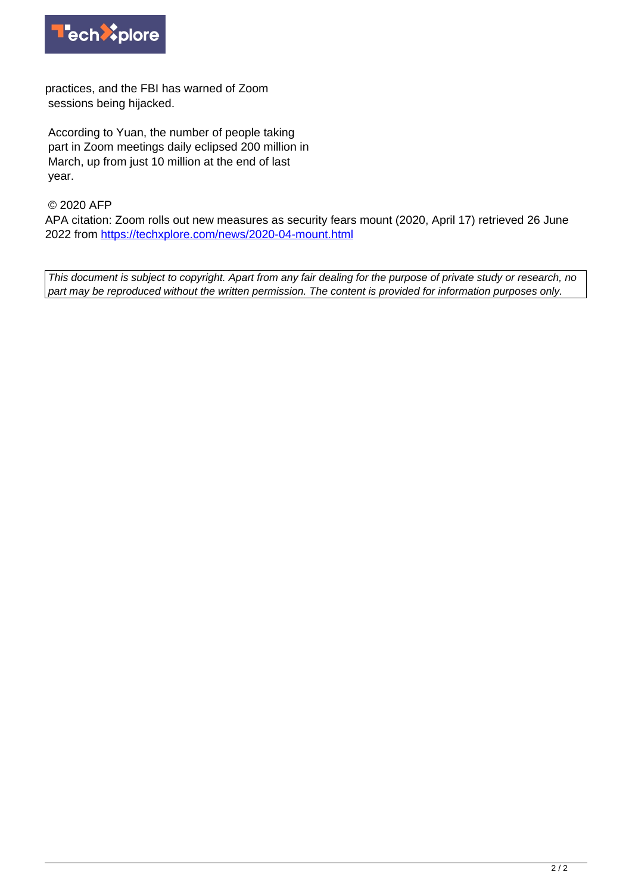practices, and the FBI has warned of Zoom sessions being hijacked.

According to Yuan, the number of people taking part in Zoom meetings daily eclipsed 200 million in March, up from just 10 million at the end of last year.

© 2020 AFP

APA citation: Zoom rolls out new measures as security fears mount (2020, April 17) retrieved 26 June 2022 from https://techxplore.com/news/2020-04-mount.html

*This document is subject to copyright. Apart from any fair dealing for the purpose of private study or research, no part may be reproduced without the written permission. The content is provided for information purposes only.*